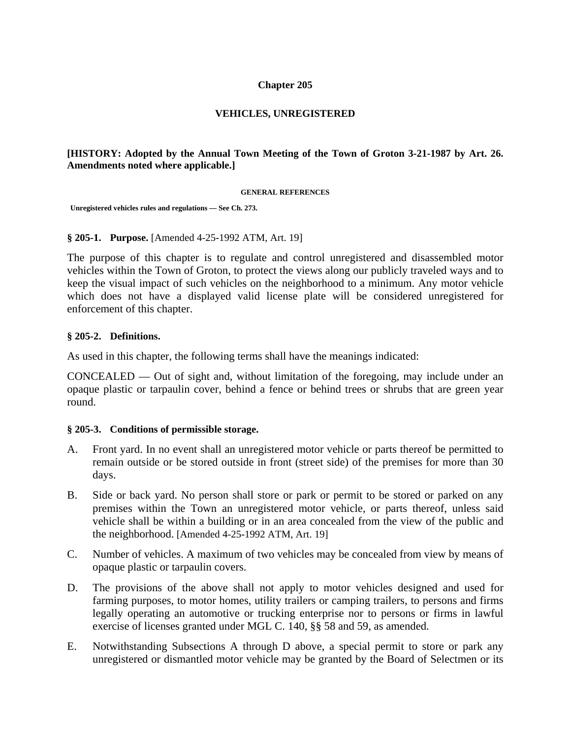# Chapter 205

## VEHICLES, UNREGISTERED

**[HISTORY: Adopted by the Annual Town Meeting of the Town of Groton 3-21-1987 by Art. 26. Amendments noted where applicable.]**

**GENERAL REFERENCES**

**Unregistered vehicles rules and regulations — See Ch. 273.**

### § 205-1. Purpose. [Amended 4-25-1992 ATM, Art. 19]

The purpose of this chapter is to regulate and control unregistered and disassembled motor vehicles within the Town of Groton, to protect the views along our publicly traveled ways and to keep the visual impact of such vehicles on the neighborhood to a minimum. Any motor vehicle which does not have a displayed valid license plate will be considered unregistered for enforcement of this chapter.

### § 205-2. Definitions.

As used in this chapter, the following terms shall have the meanings indicated:

CONCEALED — Out of sight and, without limitation of the foregoing, may include under an opaque plastic or tarpaulin cover, behind a fence or behind trees or shrubs that are green year round.

### § 205-3. Conditions of permissible storage.

A. Front yard. In no event shall an unregistered motor vehicle or parts thereof be permitted to remain outside or be stored outside in front (street side) of the premises for more than 30 days.

B. Side or back yard. No person shall store or park or permit to be stored or parked on any premises within the Town an unregistered motor vehicle, or parts thereof, unless said vehicle shall be within a building or in an area concealed from the view of the public and the neighborhood. [Amended 4-25-1992 ATM, Art. 19]

C. Number of vehicles. A maximum of two vehicles may be concealed from view by means of opaque plastic or tarpaulin covers.

D. The provisions of the above shall not apply to motor vehicles designed and used for farming purposes, to motor homes, utility trailers or camping trailers, to persons and firms legally operating an automotive or trucking enterprise nor to persons or firms in lawful exercise of licenses granted under MGL C. 140, §§ 58 and 59, as amended.

E. Notwithstanding Subsections A through D above, a special permit to store or park any unregistered or dismantled motor vehicle may be granted by the Board of Selectmen or its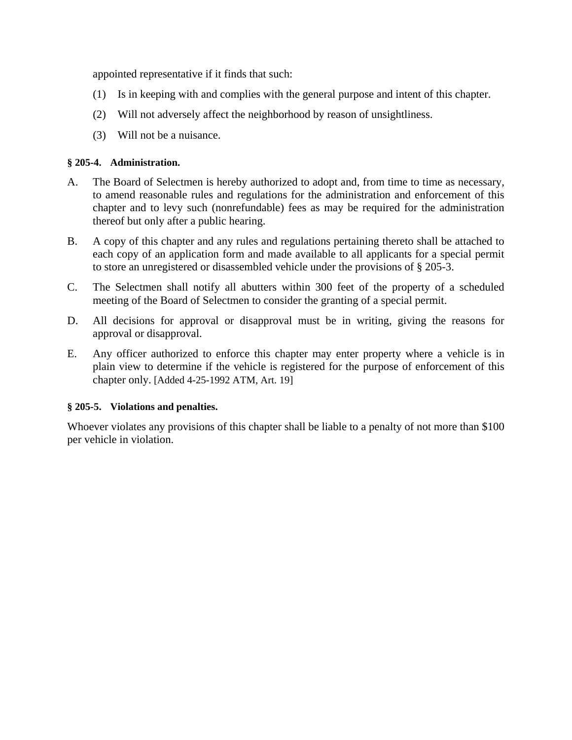appointed representative if it finds that such:

(1) Is in keeping with and complies with the general purpose and intent of this chapter.

(2) Will not adversely affect the neighborhood by reason of unsightliness.

(3) Will not be a nuisance.

**§ 205-4. Administration.**

A. The Board of Selectmen is hereby authorized to adopt and, from time to time as necessary, to amend reasonable rules and regulations for the administration and enforcement of this chapter and to levy such (nonrefundable) fees as may be required for the administration thereof but only after a public hearing.

B. A copy of this chapter and any rules and regulations pertaining thereto shall be attached to each copy of an application form and made available to all applicants for a special permit to store an unregistered or disassembled vehicle under the provisions of § 205-3.

C. The Selectmen shall notify all abutters within 300 feet of the property of a scheduled meeting of the Board of Selectmen to consider the granting of a special permit.

D. All decisions for approval or disapproval must be in writing, giving the reasons for approval or disapproval.

E. Any officer authorized to enforce this chapter may enter property where a vehicle is in plain view to determine if the vehicle is registered for the purpose of enforcement of this chapter only. [Added 4-25-1992 ATM, Art. 19]

**§ 205-5. Violations and penalties.**

Whoever violates any provisions of this chapter shall be liable to a penalty of not more than $100 per vehicle in violation.